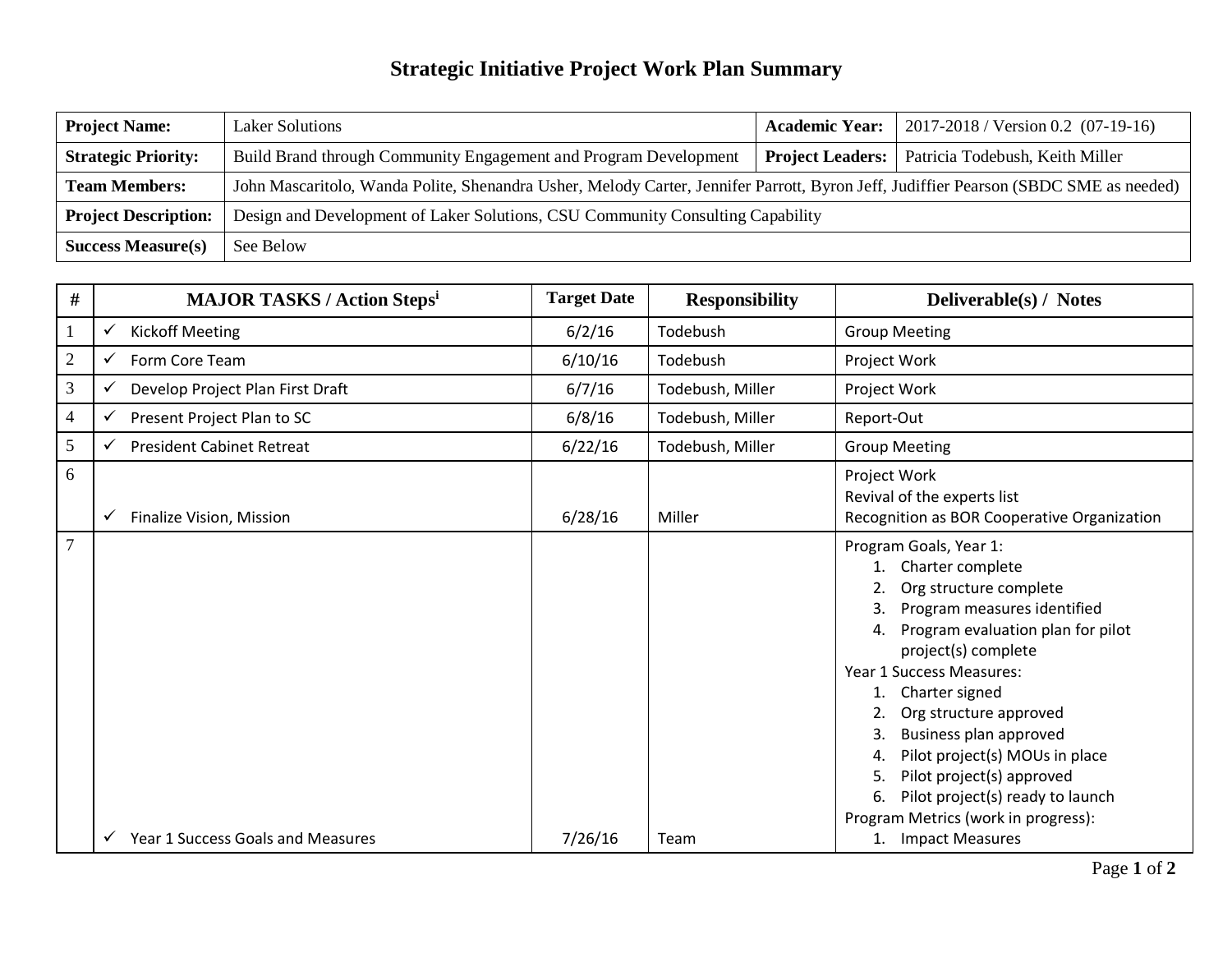# Strategic Initiative Project Work Plan Summary

| **Project Name:** | Laker Solutions | **Academic Year:** | 2017-2018 / Version 0.2 (07-19-16) |
|---|---|---|---|
| **Strategic Priority:** | Build Brand through Community Engagement and Program Development | **Project Leaders:** | Patricia Todebush, Keith Miller |
| **Team Members:** | John Mascaritolo, Wanda Polite, Shenandra Usher, Melody Carter, Jennifer Parrott, Byron Jeff, Judiffier Pearson (SBDC SME as needed) | | |
| **Project Description:** | Design and Development of Laker Solutions, CSU Community Consulting Capability | | |
| **Success Measure(s)** | See Below | | |

| # | MAJOR TASKS / Action Steps[i] | Target Date | Responsibility | Deliverable(s) / Notes |
|---|---|---|---|---|
| 1 | ✓ Kickoff Meeting | 6/2/16 | Todebush | Group Meeting |
| 2 | ✓ Form Core Team | 6/10/16 | Todebush | Project Work |
| 3 | ✓ Develop Project Plan First Draft | 6/7/16 | Todebush, Miller | Project Work |
| 4 | ✓ Present Project Plan to SC | 6/8/16 | Todebush, Miller | Report-Out |
| 5 | ✓ President Cabinet Retreat | 6/22/16 | Todebush, Miller | Group Meeting |
| 6 | ✓ Finalize Vision, Mission | 6/28/16 | Miller | Project Work<br>Revival of the experts list<br>Recognition as BOR Cooperative Organization |
| 7 | ✓ Year 1 Success Goals and Measures | 7/26/16 | Team | Program Goals, Year 1:<br>1. Charter complete<br>2. Org structure complete<br>3. Program measures identified<br>4. Program evaluation plan for pilot project(s) complete<br>Year 1 Success Measures:<br>1. Charter signed<br>2. Org structure approved<br>3. Business plan approved<br>4. Pilot project(s) MOUs in place<br>5. Pilot project(s) approved<br>6. Pilot project(s) ready to launch<br>Program Metrics (work in progress):<br>1. Impact Measures |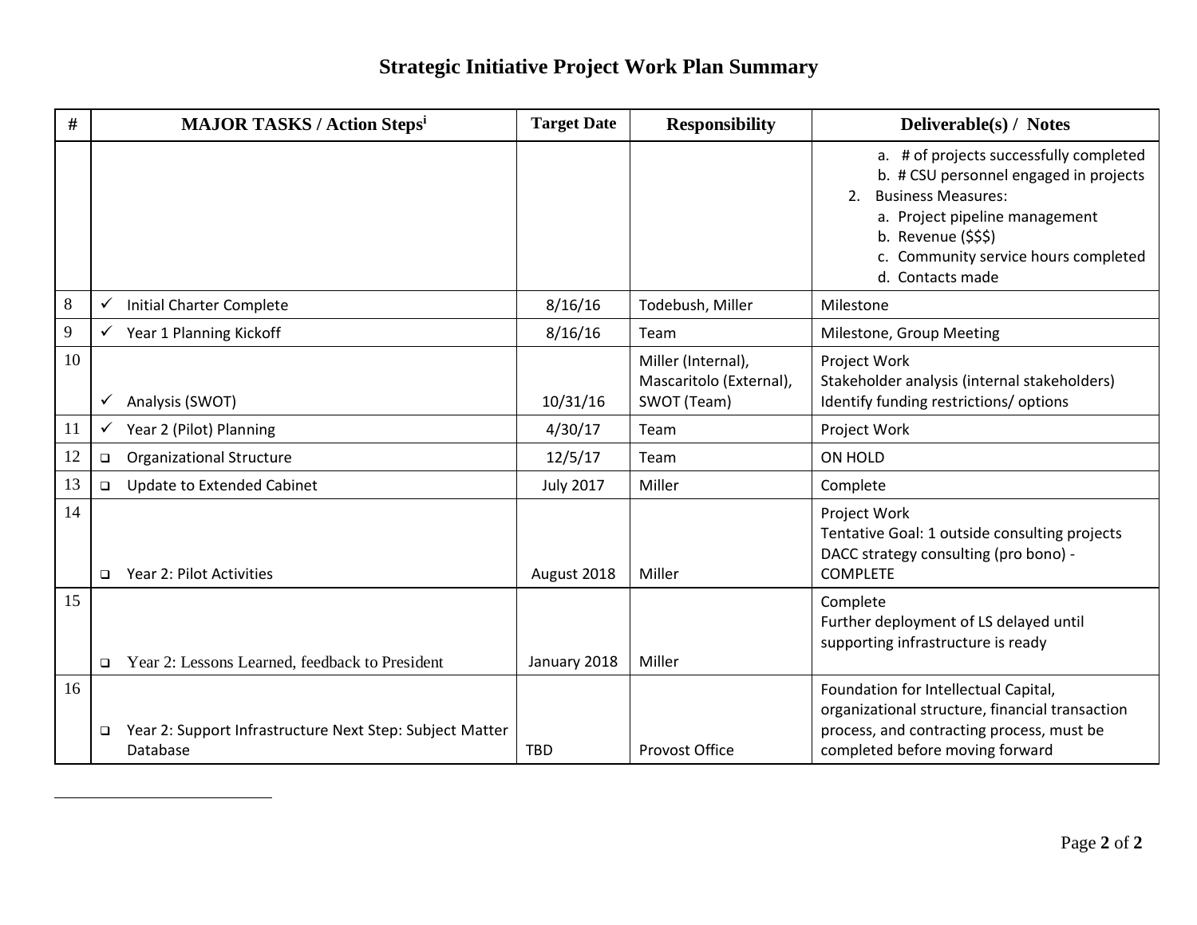# Strategic Initiative Project Work Plan Summary

| # | MAJOR TASKS / Action Steps[i] | Target Date | Responsibility | Deliverable(s) / Notes |
|---|---|---|---|---|
| | | | | a. # of projects successfully completed<br>b. # CSU personnel engaged in projects<br>2. Business Measures:<br>a. Project pipeline management<br>b. Revenue ($$$)<br>c. Community service hours completed<br>d. Contacts made |
| 8 | ✓ Initial Charter Complete | 8/16/16 | Todebush, Miller | Milestone |
| 9 | ✓ Year 1 Planning Kickoff | 8/16/16 | Team | Milestone, Group Meeting |
| 10 | ✓ Analysis (SWOT) | 10/31/16 | Miller (Internal), Mascaritolo (External), SWOT (Team) | Project Work<br>Stakeholder analysis (internal stakeholders)<br>Identify funding restrictions/ options |
| 11 | ✓ Year 2 (Pilot) Planning | 4/30/17 | Team | Project Work |
| 12 | ❑ Organizational Structure | 12/5/17 | Team | ON HOLD |
| 13 | ❑ Update to Extended Cabinet | July 2017 | Miller | Complete |
| 14 | ❑ Year 2: Pilot Activities | August 2018 | Miller | Project Work<br>Tentative Goal: 1 outside consulting projects<br>DACC strategy consulting (pro bono) - COMPLETE |
| 15 | ❑ Year 2: Lessons Learned, feedback to President | January 2018 | Miller | Complete<br>Further deployment of LS delayed until supporting infrastructure is ready |
| 16 | ❑ Year 2: Support Infrastructure Next Step: Subject Matter Database | TBD | Provost Office | Foundation for Intellectual Capital, organizational structure, financial transaction process, and contracting process, must be completed before moving forward |